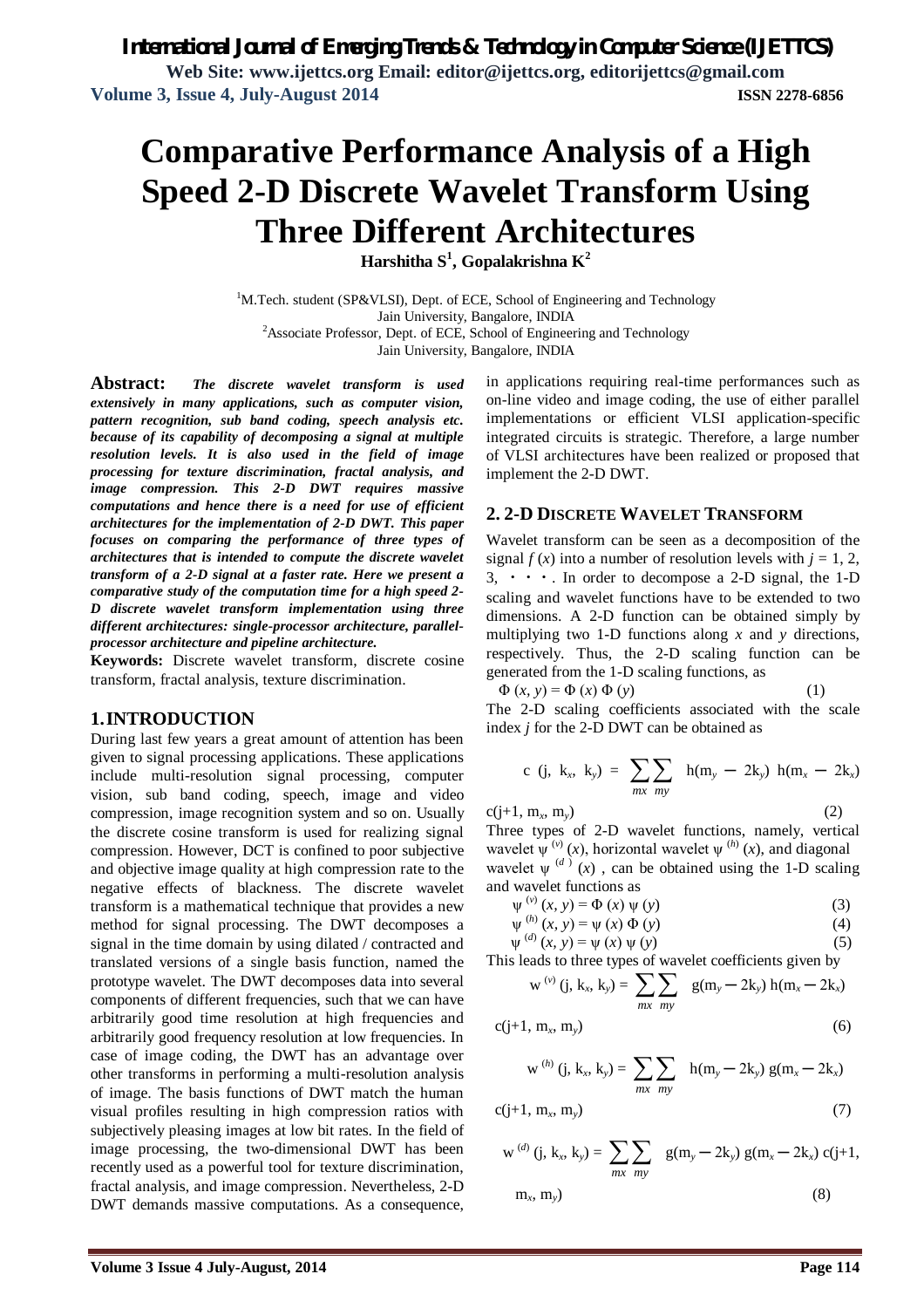# Comparative Performance Analysis of a High Speed 2-D Discrete Wavelet Transform Using Three Different Architectures

**Harshitha S[1], Gopalakrishna K[2]**

[1]M.Tech. student (SP&VLSI), Dept. of ECE, School of Engineering and Technology
Jain University, Bangalore, INDIA
[2]Associate Professor, Dept. of ECE, School of Engineering and Technology
Jain University, Bangalore, INDIA

**Abstract:** ***The discrete wavelet transform is used extensively in many applications, such as computer vision, pattern recognition, sub band coding, speech analysis etc. because of its capability of decomposing a signal at multiple resolution levels. It is also used in the field of image processing for texture discrimination, fractal analysis, and image compression. This 2-D DWT requires massive computations and hence there is a need for use of efficient architectures for the implementation of 2-D DWT. This paper focuses on comparing the performance of three types of architectures that is intended to compute the discrete wavelet transform of a 2-D signal at a faster rate. Here we present a comparative study of the computation time for a high speed 2-D discrete wavelet transform implementation using three different architectures: single-processor architecture, parallel-processor architecture and pipeline architecture.***

**Keywords:** Discrete wavelet transform, discrete cosine transform, fractal analysis, texture discrimination.

## 1. INTRODUCTION

During last few years a great amount of attention has been given to signal processing applications. These applications include multi-resolution signal processing, computer vision, sub band coding, speech, image and video compression, image recognition system and so on. Usually the discrete cosine transform is used for realizing signal compression. However, DCT is confined to poor subjective and objective image quality at high compression rate to the negative effects of blackness. The discrete wavelet transform is a mathematical technique that provides a new method for signal processing. The DWT decomposes a signal in the time domain by using dilated / contracted and translated versions of a single basis function, named the prototype wavelet. The DWT decomposes data into several components of different frequencies, such that we can have arbitrarily good time resolution at high frequencies and arbitrarily good frequency resolution at low frequencies. In case of image coding, the DWT has an advantage over other transforms in performing a multi-resolution analysis of image. The basis functions of DWT match the human visual profiles resulting in high compression ratios with subjectively pleasing images at low bit rates. In the field of image processing, the two-dimensional DWT has been recently used as a powerful tool for texture discrimination, fractal analysis, and image compression. Nevertheless, 2-D DWT demands massive computations. As a consequence, in applications requiring real-time performances such as on-line video and image coding, the use of either parallel implementations or efficient VLSI application-specific integrated circuits is strategic. Therefore, a large number of VLSI architectures have been realized or proposed that implement the 2-D DWT.

## 2. 2-D DISCRETE WAVELET TRANSFORM

Wavelet transform can be seen as a decomposition of the signal $f(x)$ into a number of resolution levels with $j = 1, 2, 3, \cdots$. In order to decompose a 2-D signal, the 1-D scaling and wavelet functions have to be extended to two dimensions. A 2-D function can be obtained simply by multiplying two 1-D functions along $x$ and $y$ directions, respectively. Thus, the 2-D scaling function can be generated from the 1-D scaling functions, as

$$\Phi(x, y) = \Phi(x)\,\Phi(y) \tag{1}$$

The 2-D scaling coefficients associated with the scale index $j$ for the 2-D DWT can be obtained as

$$c(j, k_x, k_y) = \sum_{mx}\sum_{my} h(m_y - 2k_y)\, h(m_x - 2k_x)\, c(j+1, m_x, m_y) \tag{2}$$

Three types of 2-D wavelet functions, namely, vertical wavelet $\psi^{(v)}(x)$, horizontal wavelet $\psi^{(h)}(x)$, and diagonal wavelet $\psi^{(d)}(x)$, can be obtained using the 1-D scaling and wavelet functions as

$$\psi^{(v)}(x, y) = \Phi(x)\,\psi(y) \tag{3}$$

$$\psi^{(h)}(x, y) = \psi(x)\,\Phi(y) \tag{4}$$

$$\psi^{(d)}(x, y) = \psi(x)\,\psi(y) \tag{5}$$

This leads to three types of wavelet coefficients given by

$$w^{(v)}(j, k_x, k_y) = \sum_{mx}\sum_{my} g(m_y - 2k_y)\, h(m_x - 2k_x)\, c(j+1, m_x, m_y) \tag{6}$$

$$w^{(h)}(j, k_x, k_y) = \sum_{mx}\sum_{my} h(m_y - 2k_y)\, g(m_x - 2k_x)\, c(j+1, m_x, m_y) \tag{7}$$

$$w^{(d)}(j, k_x, k_y) = \sum_{mx}\sum_{my} g(m_y - 2k_y)\, g(m_x - 2k_x)\, c(j+1, m_x, m_y) \tag{8}$$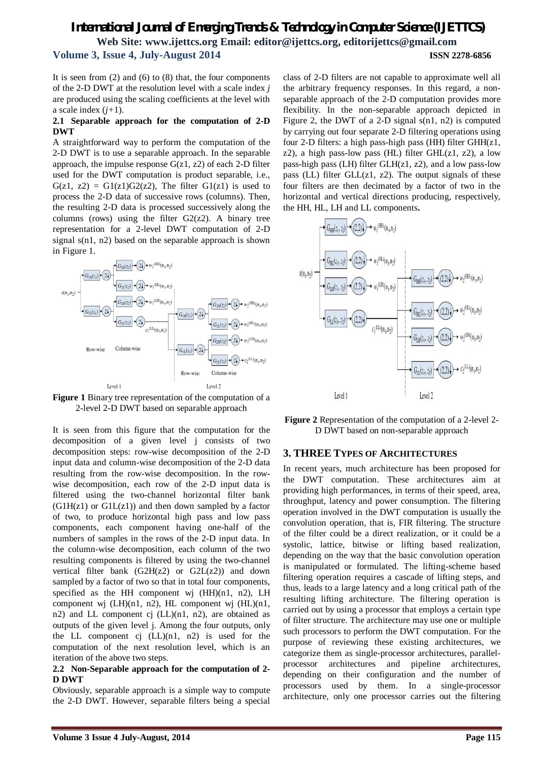It is seen from (2) and (6) to (8) that, the four components of the 2-D DWT at the resolution level with a scale index $j$ are produced using the scaling coefficients at the level with a scale index ($j$+1).

### 2.1 Separable approach for the computation of 2-D DWT

A straightforward way to perform the computation of the 2-D DWT is to use a separable approach. In the separable approach, the impulse response G(z1, z2) of each 2-D filter used for the DWT computation is product separable, i.e., G(z1, z2) = G1(z1)G2(z2), The filter G1(z1) is used to process the 2-D data of successive rows (columns). Then, the resulting 2-D data is processed successively along the columns (rows) using the filter G2(z2). A binary tree representation for a 2-level DWT computation of 2-D signal s(n1, n2) based on the separable approach is shown in Figure 1.

**Figure 1** Binary tree representation of the computation of a 2-level 2-D DWT based on separable approach

It is seen from this figure that the computation for the decomposition of a given level j consists of two decomposition steps: row-wise decomposition of the 2-D input data and column-wise decomposition of the 2-D data resulting from the row-wise decomposition. In the row-wise decomposition, each row of the 2-D input data is filtered using the two-channel horizontal filter bank (G1H(z1) or G1L(z1)) and then down sampled by a factor of two, to produce horizontal high pass and low pass components, each component having one-half of the numbers of samples in the rows of the 2-D input data. In the column-wise decomposition, each column of the two resulting components is filtered by using the two-channel vertical filter bank (G2H(z2) or G2L(z2)) and down sampled by a factor of two so that in total four components, specified as the HH component wj (HH)(n1, n2), LH component wj (LH)(n1, n2), HL component wj (HL)(n1, n2) and LL component cj (LL)(n1, n2), are obtained as outputs of the given level j. Among the four outputs, only the LL component cj (LL)(n1, n2) is used for the computation of the next resolution level, which is an iteration of the above two steps.

### 2.2 Non-Separable approach for the computation of 2-D DWT

Obviously, separable approach is a simple way to compute the 2-D DWT. However, separable filters being a special class of 2-D filters are not capable to approximate well all the arbitrary frequency responses. In this regard, a non-separable approach of the 2-D computation provides more flexibility. In the non-separable approach depicted in Figure 2, the DWT of a 2-D signal s(n1, n2) is computed by carrying out four separate 2-D filtering operations using four 2-D filters: a high pass-high pass (HH) filter GHH(z1, z2), a high pass-low pass (HL) filter GHL(z1, z2), a low pass-high pass (LH) filter GLH(z1, z2), and a low pass-low pass (LL) filter GLL(z1, z2). The output signals of these four filters are then decimated by a factor of two in the horizontal and vertical directions producing, respectively, the HH, HL, LH and LL components**.**

**Figure 2** Representation of the computation of a 2-level 2-D DWT based on non-separable approach

## 3. THREE TYPES OF ARCHITECTURES

In recent years, much architecture has been proposed for the DWT computation. These architectures aim at providing high performances, in terms of their speed, area, throughput, latency and power consumption. The filtering operation involved in the DWT computation is usually the convolution operation, that is, FIR filtering. The structure of the filter could be a direct realization, or it could be a systolic, lattice, bitwise or lifting based realization, depending on the way that the basic convolution operation is manipulated or formulated. The lifting-scheme based filtering operation requires a cascade of lifting steps, and thus, leads to a large latency and a long critical path of the resulting lifting architecture. The filtering operation is carried out by using a processor that employs a certain type of filter structure. The architecture may use one or multiple such processors to perform the DWT computation. For the purpose of reviewing these existing architectures, we categorize them as single-processor architectures, parallel-processor architectures and pipeline architectures, depending on their configuration and the number of processors used by them. In a single-processor architecture, only one processor carries out the filtering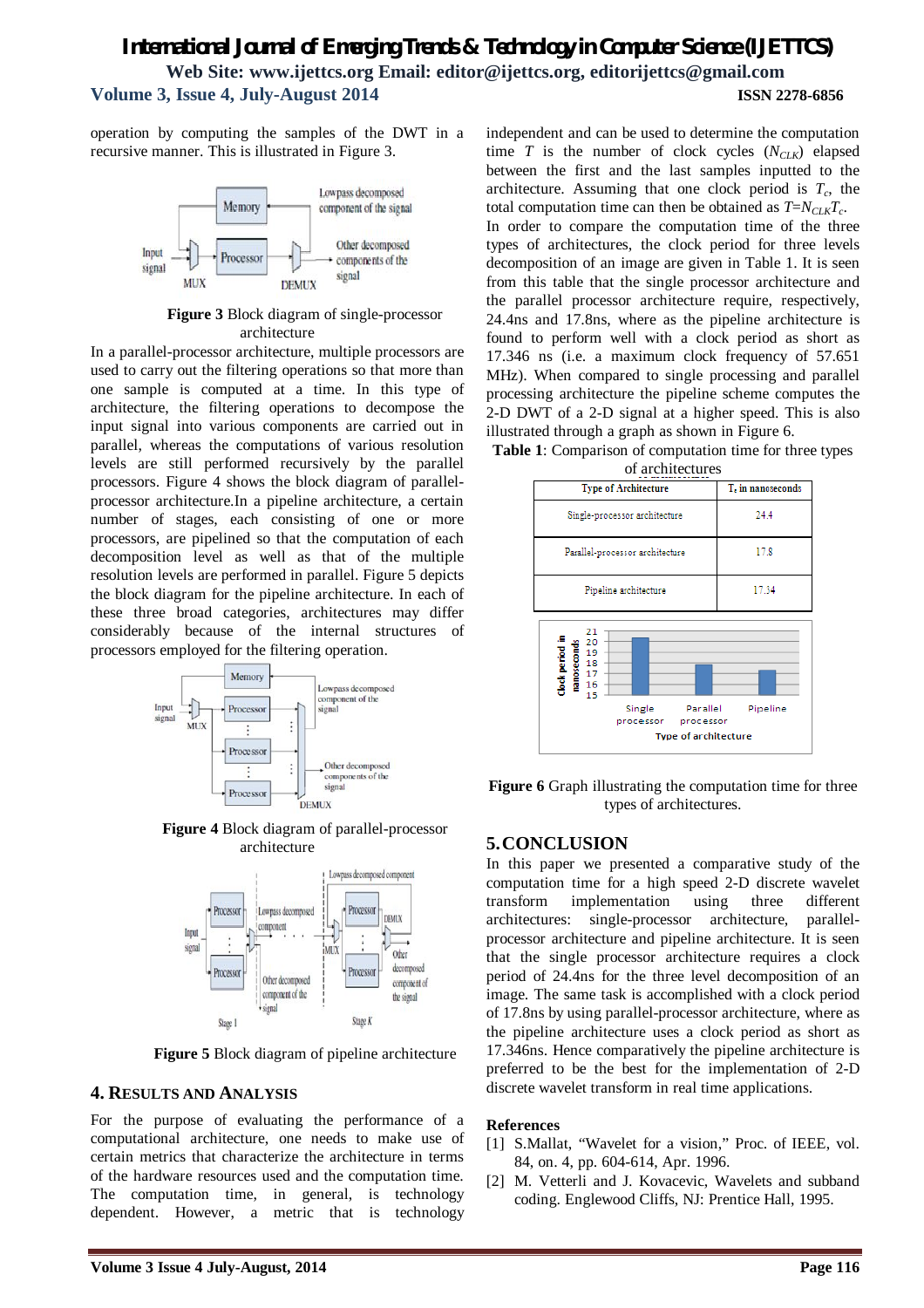operation by computing the samples of the DWT in a recursive manner. This is illustrated in Figure 3.

**Figure 3** Block diagram of single-processor architecture

In a parallel-processor architecture, multiple processors are used to carry out the filtering operations so that more than one sample is computed at a time. In this type of architecture, the filtering operations to decompose the input signal into various components are carried out in parallel, whereas the computations of various resolution levels are still performed recursively by the parallel processors. Figure 4 shows the block diagram of parallel-processor architecture.In a pipeline architecture, a certain number of stages, each consisting of one or more processors, are pipelined so that the computation of each decomposition level as well as that of the multiple resolution levels are performed in parallel. Figure 5 depicts the block diagram for the pipeline architecture. In each of these three broad categories, architectures may differ considerably because of the internal structures of processors employed for the filtering operation.

**Figure 4** Block diagram of parallel-processor architecture

**Figure 5** Block diagram of pipeline architecture

## 4. Results and Analysis

For the purpose of evaluating the performance of a computational architecture, one needs to make use of certain metrics that characterize the architecture in terms of the hardware resources used and the computation time. The computation time, in general, is technology dependent. However, a metric that is technology independent and can be used to determine the computation time $T$ is the number of clock cycles ($N_{CLK}$) elapsed between the first and the last samples inputted to the architecture. Assuming that one clock period is $T_c$, the total computation time can then be obtained as $T=N_{CLK}T_c$.

In order to compare the computation time of the three types of architectures, the clock period for three levels decomposition of an image are given in Table 1. It is seen from this table that the single processor architecture and the parallel processor architecture require, respectively, 24.4ns and 17.8ns, where as the pipeline architecture is found to perform well with a clock period as short as 17.346 ns (i.e. a maximum clock frequency of 57.651 MHz). When compared to single processing and parallel processing architecture the pipeline scheme computes the 2-D DWT of a 2-D signal at a higher speed. This is also illustrated through a graph as shown in Figure 6.

**Table 1**: Comparison of computation time for three types of architectures

| Type of Architecture | $T_c$ in nanoseconds |
|---|---|
| Single-processor architecture | 24.4 |
| Parallel-processor architecture | 17.8 |
| Pipeline architecture | 17.34 |

**Figure 6** Graph illustrating the computation time for three types of architectures.

## 5. CONCLUSION

In this paper we presented a comparative study of the computation time for a high speed 2-D discrete wavelet transform implementation using three different architectures: single-processor architecture, parallel-processor architecture and pipeline architecture. It is seen that the single processor architecture requires a clock period of 24.4ns for the three level decomposition of an image. The same task is accomplished with a clock period of 17.8ns by using parallel-processor architecture, where as the pipeline architecture uses a clock period as short as 17.346ns. Hence comparatively the pipeline architecture is preferred to be the best for the implementation of 2-D discrete wavelet transform in real time applications.

### References

[1] S.Mallat, "Wavelet for a vision," Proc. of IEEE, vol. 84, on. 4, pp. 604-614, Apr. 1996.

[2] M. Vetterli and J. Kovacevic, Wavelets and subband coding. Englewood Cliffs, NJ: Prentice Hall, 1995.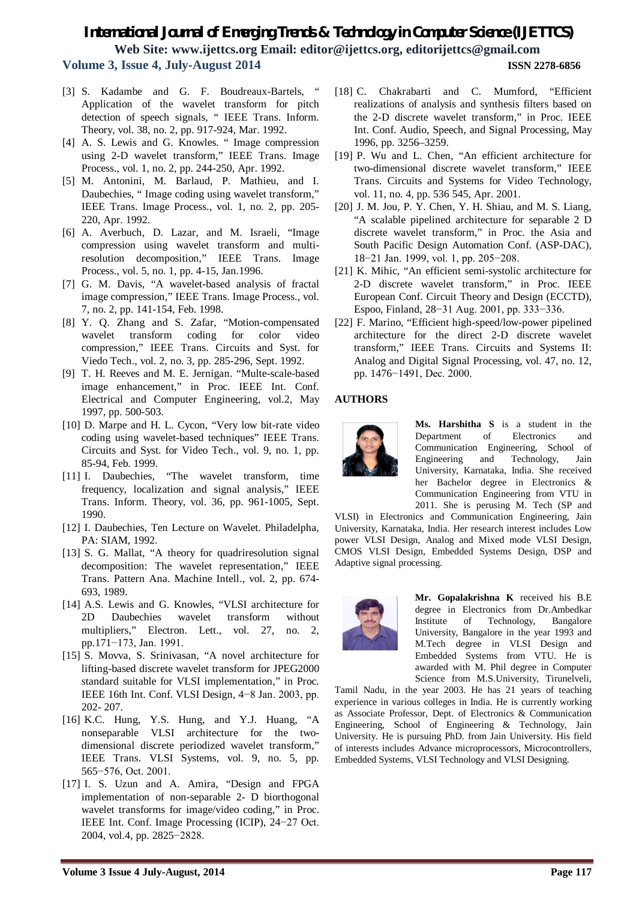[3] S. Kadambe and G. F. Boudreaux-Bartels, " Application of the wavelet transform for pitch detection of speech signals, " IEEE Trans. Inform. Theory, vol. 38, no. 2, pp. 917-924, Mar. 1992.

[4] A. S. Lewis and G. Knowles. " Image compression using 2-D wavelet transform," IEEE Trans. Image Process., vol. 1, no. 2, pp. 244-250, Apr. 1992.

[5] M. Antonini, M. Barlaud, P. Mathieu, and I. Daubechies, " Image coding using wavelet transform," IEEE Trans. Image Process., vol. 1, no. 2, pp. 205-220, Apr. 1992.

[6] A. Averbuch, D. Lazar, and M. Israeli, "Image compression using wavelet transform and multi-resolution decomposition," IEEE Trans. Image Process., vol. 5, no. 1, pp. 4-15, Jan.1996.

[7] G. M. Davis, "A wavelet-based analysis of fractal image compression," IEEE Trans. Image Process., vol. 7, no. 2, pp. 141-154, Feb. 1998.

[8] Y. Q. Zhang and S. Zafar, "Motion-compensated wavelet transform coding for color video compression," IEEE Trans. Circuits and Syst. for Viedo Tech., vol. 2, no. 3, pp. 285-296, Sept. 1992.

[9] T. H. Reeves and M. E. Jernigan. "Multe-scale-based image enhancement," in Proc. IEEE Int. Conf. Electrical and Computer Engineering, vol.2, May 1997, pp. 500-503.

[10] D. Marpe and H. L. Cycon, "Very low bit-rate video coding using wavelet-based techniques" IEEE Trans. Circuits and Syst. for Video Tech., vol. 9, no. 1, pp. 85-94, Feb. 1999.

[11] I. Daubechies, "The wavelet transform, time frequency, localization and signal analysis," IEEE Trans. Inform. Theory, vol. 36, pp. 961-1005, Sept. 1990.

[12] I. Daubechies, Ten Lecture on Wavelet. Philadelpha, PA: SIAM, 1992.

[13] S. G. Mallat, "A theory for quadriresolution signal decomposition: The wavelet representation," IEEE Trans. Pattern Ana. Machine Intell., vol. 2, pp. 674-693, 1989.

[14] A.S. Lewis and G. Knowles, "VLSI architecture for 2D Daubechies wavelet transform without multipliers," Electron. Lett., vol. 27, no. 2, pp.171−173, Jan. 1991.

[15] S. Movva, S. Srinivasan, "A novel architecture for lifting-based discrete wavelet transform for JPEG2000 standard suitable for VLSI implementation," in Proc. IEEE 16th Int. Conf. VLSI Design, 4−8 Jan. 2003, pp. 202- 207.

[16] K.C. Hung, Y.S. Hung, and Y.J. Huang, "A nonseparable VLSI architecture for the two-dimensional discrete periodized wavelet transform," IEEE Trans. VLSI Systems, vol. 9, no. 5, pp. 565−576, Oct. 2001.

[17] I. S. Uzun and A. Amira, "Design and FPGA implementation of non-separable 2- D biorthogonal wavelet transforms for image/video coding," in Proc. IEEE Int. Conf. Image Processing (ICIP), 24−27 Oct. 2004, vol.4, pp. 2825−2828.

[18] C. Chakrabarti and C. Mumford, "Efficient realizations of analysis and synthesis filters based on the 2-D discrete wavelet transform," in Proc. IEEE Int. Conf. Audio, Speech, and Signal Processing, May 1996, pp. 3256–3259.

[19] P. Wu and L. Chen, "An efficient architecture for two-dimensional discrete wavelet transform," IEEE Trans. Circuits and Systems for Video Technology, vol. 11, no. 4, pp. 536 545, Apr. 2001.

[20] J. M. Jou, P. Y. Chen, Y. H. Shiau, and M. S. Liang, "A scalable pipelined architecture for separable 2 D discrete wavelet transform," in Proc. the Asia and South Pacific Design Automation Conf. (ASP-DAC), 18−21 Jan. 1999, vol. 1, pp. 205−208.

[21] K. Mihic, "An efficient semi-systolic architecture for 2-D discrete wavelet transform," in Proc. IEEE European Conf. Circuit Theory and Design (ECCTD), Espoo, Finland, 28−31 Aug. 2001, pp. 333−336.

[22] F. Marino, "Efficient high-speed/low-power pipelined architecture for the direct 2-D discrete wavelet transform," IEEE Trans. Circuits and Systems II: Analog and Digital Signal Processing, vol. 47, no. 12, pp. 1476−1491, Dec. 2000.

## AUTHORS

**Ms. Harshitha S** is a student in the Department of Electronics and Communication Engineering, School of Engineering and Technology, Jain University, Karnataka, India. She received her Bachelor degree in Electronics & Communication Engineering from VTU in 2011. She is perusing M. Tech (SP and VLSI) in Electronics and Communication Engineering, Jain University, Karnataka, India. Her research interest includes Low power VLSI Design, Analog and Mixed mode VLSI Design, CMOS VLSI Design, Embedded Systems Design, DSP and Adaptive signal processing.

**Mr. Gopalakrishna K** received his B.E degree in Electronics from Dr.Ambedkar Institute of Technology, Bangalore University, Bangalore in the year 1993 and M.Tech degree in VLSI Design and Embedded Systems from VTU. He is awarded with M. Phil degree in Computer Science from M.S.University, Tirunelveli, Tamil Nadu, in the year 2003. He has 21 years of teaching experience in various colleges in India. He is currently working as Associate Professor, Dept. of Electronics & Communication Engineering, School of Engineering & Technology, Jain University. He is pursuing PhD. from Jain University. His field of interests includes Advance microprocessors, Microcontrollers, Embedded Systems, VLSI Technology and VLSI Designing.